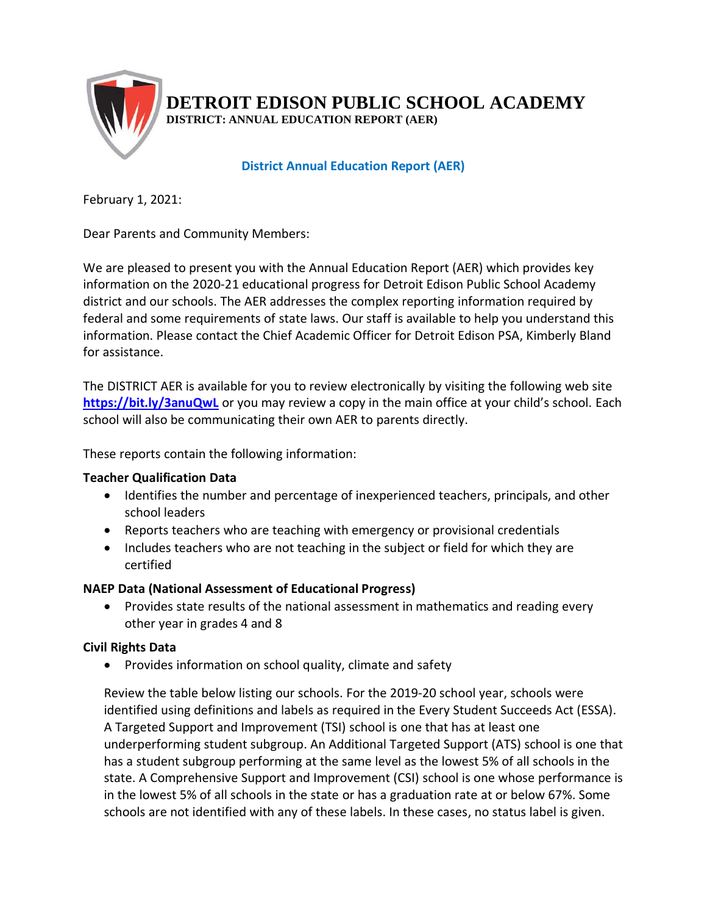# DETROIT EDISON PUBLIC SCHOOL ACADEMY

**DISTRICT: ANNUAL EDUCATION REPORT (AER)**

## District Annual Education Report (AER)

February 1, 2021:

Dear Parents and Community Members:

We are pleased to present you with the Annual Education Report (AER) which provides key information on the 2020-21 educational progress for Detroit Edison Public School Academy district and our schools. The AER addresses the complex reporting information required by federal and some requirements of state laws. Our staff is available to help you understand this information. Please contact the Chief Academic Officer for Detroit Edison PSA, Kimberly Bland for assistance.

The DISTRICT AER is available for you to review electronically by visiting the following web site **https://bit.ly/3anuQwL** or you may review a copy in the main office at your child's school. Each school will also be communicating their own AER to parents directly.

These reports contain the following information:

**Teacher Qualification Data**

- Identifies the number and percentage of inexperienced teachers, principals, and other school leaders
- Reports teachers who are teaching with emergency or provisional credentials
- Includes teachers who are not teaching in the subject or field for which they are certified

**NAEP Data (National Assessment of Educational Progress)**

- Provides state results of the national assessment in mathematics and reading every other year in grades 4 and 8

**Civil Rights Data**

- Provides information on school quality, climate and safety

Review the table below listing our schools. For the 2019-20 school year, schools were identified using definitions and labels as required in the Every Student Succeeds Act (ESSA). A Targeted Support and Improvement (TSI) school is one that has at least one underperforming student subgroup. An Additional Targeted Support (ATS) school is one that has a student subgroup performing at the same level as the lowest 5% of all schools in the state. A Comprehensive Support and Improvement (CSI) school is one whose performance is in the lowest 5% of all schools in the state or has a graduation rate at or below 67%. Some schools are not identified with any of these labels. In these cases, no status label is given.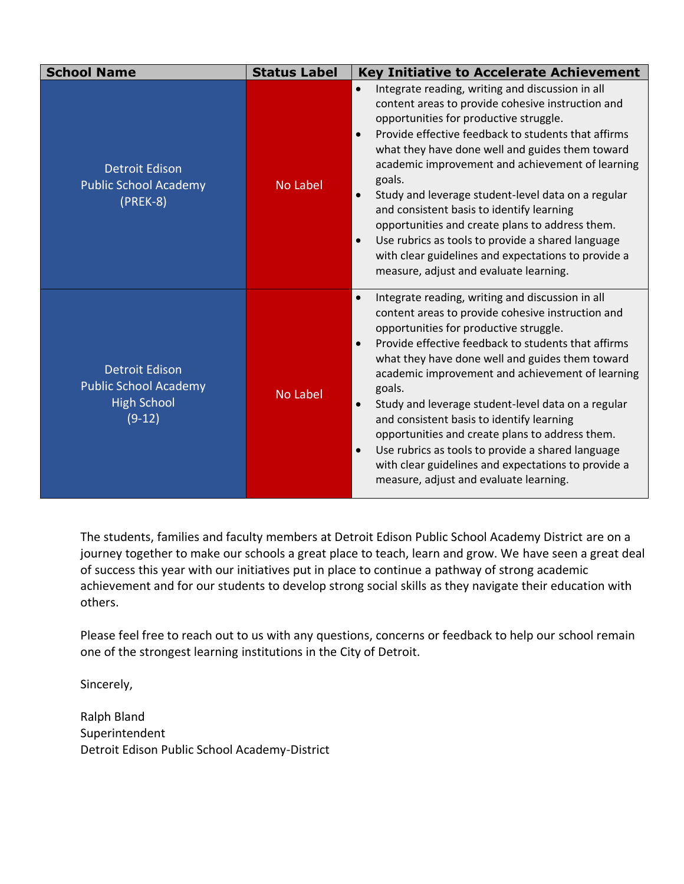| School Name | Status Label | Key Initiative to Accelerate Achievement |
|---|---|---|
| Detroit Edison Public School Academy (PREK-8) | No Label | • Integrate reading, writing and discussion in all content areas to provide cohesive instruction and opportunities for productive struggle.<br>• Provide effective feedback to students that affirms what they have done well and guides them toward academic improvement and achievement of learning goals.<br>• Study and leverage student-level data on a regular and consistent basis to identify learning opportunities and create plans to address them.<br>• Use rubrics as tools to provide a shared language with clear guidelines and expectations to provide a measure, adjust and evaluate learning. |
| Detroit Edison Public School Academy High School (9-12) | No Label | • Integrate reading, writing and discussion in all content areas to provide cohesive instruction and opportunities for productive struggle.<br>• Provide effective feedback to students that affirms what they have done well and guides them toward academic improvement and achievement of learning goals.<br>• Study and leverage student-level data on a regular and consistent basis to identify learning opportunities and create plans to address them.<br>• Use rubrics as tools to provide a shared language with clear guidelines and expectations to provide a measure, adjust and evaluate learning. |

The students, families and faculty members at Detroit Edison Public School Academy District are on a journey together to make our schools a great place to teach, learn and grow. We have seen a great deal of success this year with our initiatives put in place to continue a pathway of strong academic achievement and for our students to develop strong social skills as they navigate their education with others.

Please feel free to reach out to us with any questions, concerns or feedback to help our school remain one of the strongest learning institutions in the City of Detroit.

Sincerely,

Ralph Bland
Superintendent
Detroit Edison Public School Academy-District